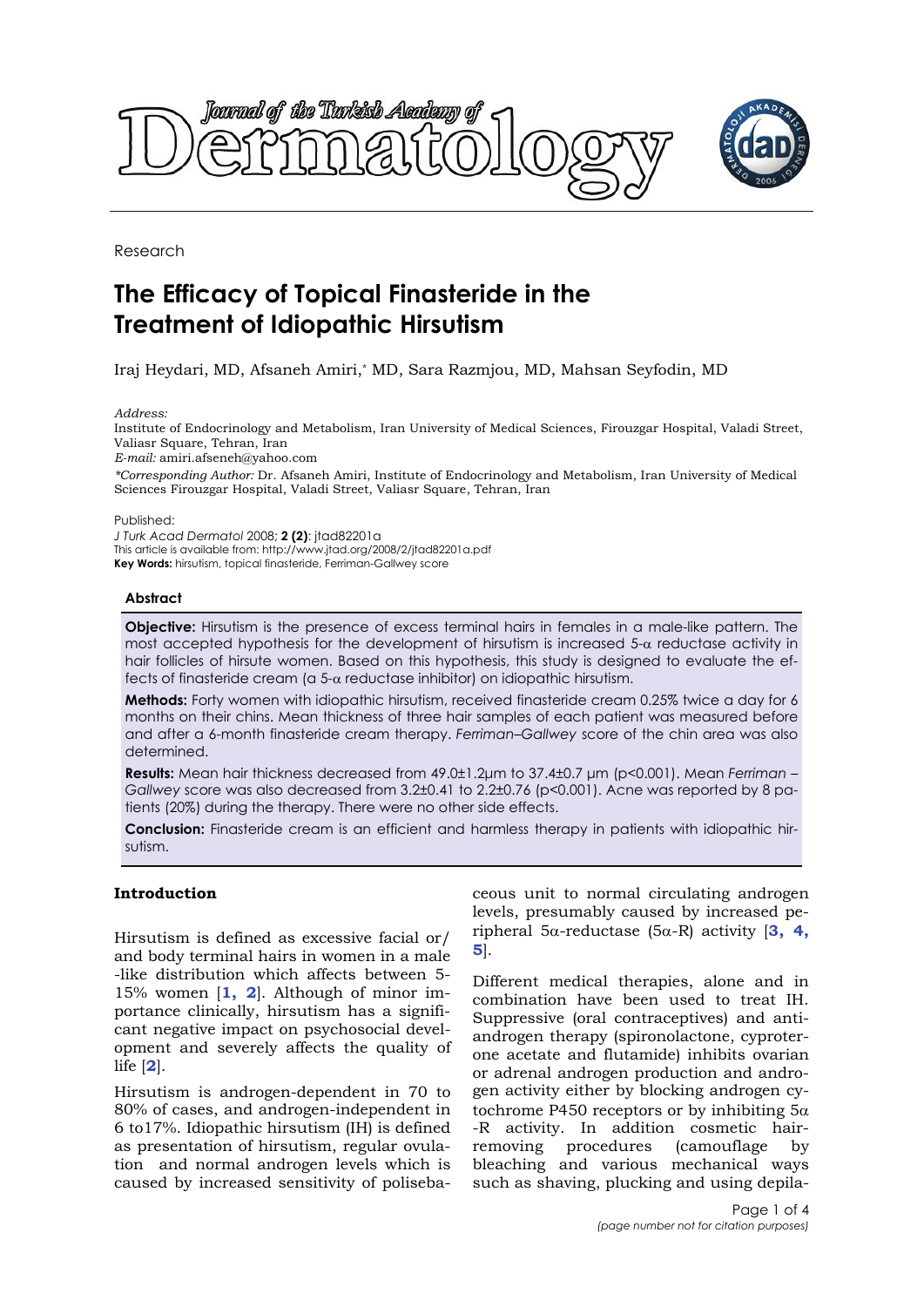Research

# The Efficacy of Topical Finasteride in the Treatment of Idiopathic Hirsutism

Iraj Heydari, MD, Afsaneh Amiri,* MD, Sara Razmjou, MD, Mahsan Seyfodin, MD

*Address:*
Institute of Endocrinology and Metabolism, Iran University of Medical Sciences, Firouzgar Hospital, Valadi Street, Valiasr Square, Tehran, Iran
*E-mail:* amiri.afseneh@yahoo.com

*\*Corresponding Author:* Dr. Afsaneh Amiri, Institute of Endocrinology and Metabolism, Iran University of Medical Sciences Firouzgar Hospital, Valadi Street, Valiasr Square, Tehran, Iran

Published:
*J Turk Acad Dermatol* 2008; **2 (2)**: jtad82201a
This article is available from: http://www.jtad.org/2008/2/jtad82201a.pdf
**Key Words:** hirsutism, topical finasteride, Ferriman-Gallwey score

## Abstract

**Objective:** Hirsutism is the presence of excess terminal hairs in females in a male-like pattern. The most accepted hypothesis for the development of hirsutism is increased 5-$\alpha$ reductase activity in hair follicles of hirsute women. Based on this hypothesis, this study is designed to evaluate the effects of finasteride cream (a 5-$\alpha$ reductase inhibitor) on idiopathic hirsutism.

**Methods:** Forty women with idiopathic hirsutism, received finasteride cream 0.25% twice a day for 6 months on their chins. Mean thickness of three hair samples of each patient was measured before and after a 6-month finasteride cream therapy. *Ferriman–Gallwey* score of the chin area was also determined.

**Results:** Mean hair thickness decreased from 49.0±1.2µm to 37.4±0.7 µm ($p<0.001$). Mean *Ferriman – Gallwey* score was also decreased from 3.2±0.41 to 2.2±0.76 ($p<0.001$). Acne was reported by 8 patients (20%) during the therapy. There were no other side effects.

**Conclusion:** Finasteride cream is an efficient and harmless therapy in patients with idiopathic hirsutism.

## Introduction

Hirsutism is defined as excessive facial or/and body terminal hairs in women in a male-like distribution which affects between 5-15% women [1, 2]. Although of minor importance clinically, hirsutism has a significant negative impact on psychosocial development and severely affects the quality of life [2].

Hirsutism is androgen-dependent in 70 to 80% of cases, and androgen-independent in 6 to17%. Idiopathic hirsutism (IH) is defined as presentation of hirsutism, regular ovulation and normal androgen levels which is caused by increased sensitivity of polisebaceous unit to normal circulating androgen levels, presumably caused by increased peripheral 5$\alpha$-reductase (5$\alpha$-R) activity [3, 4, 5].

Different medical therapies, alone and in combination have been used to treat IH. Suppressive (oral contraceptives) and antiandrogen therapy (spironolactone, cyproterone acetate and flutamide) inhibits ovarian or adrenal androgen production and androgen activity either by blocking androgen cytochrome P450 receptors or by inhibiting 5$\alpha$-R activity. In addition cosmetic hair-removing procedures (camouflage by bleaching and various mechanical ways such as shaving, plucking and using depila-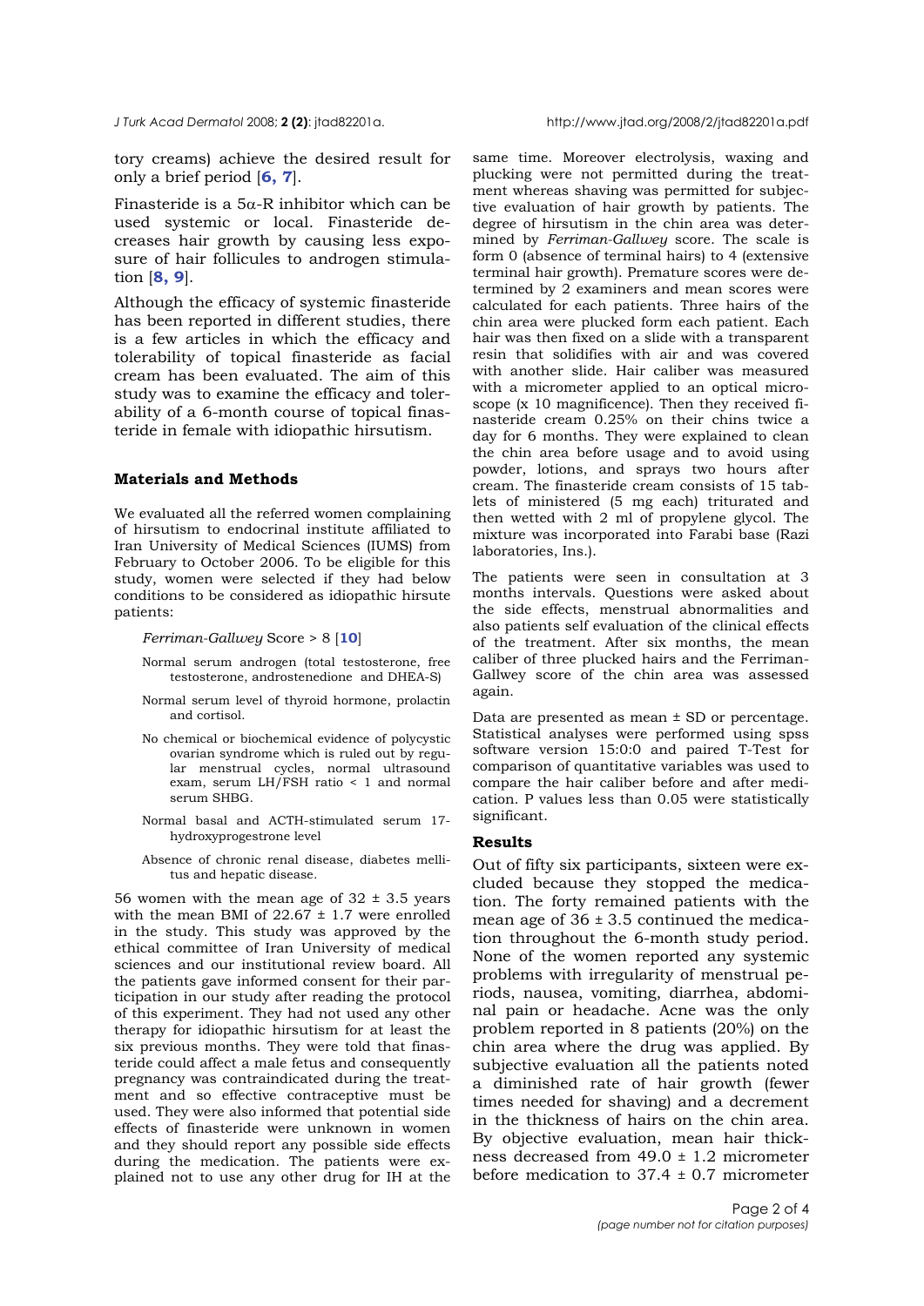tory creams) achieve the desired result for only a brief period [6, 7].

Finasteride is a 5α-R inhibitor which can be used systemic or local. Finasteride decreases hair growth by causing less exposure of hair follicules to androgen stimulation [8, 9].

Although the efficacy of systemic finasteride has been reported in different studies, there is a few articles in which the efficacy and tolerability of topical finasteride as facial cream has been evaluated. The aim of this study was to examine the efficacy and tolerability of a 6-month course of topical finasteride in female with idiopathic hirsutism.

### Materials and Methods

We evaluated all the referred women complaining of hirsutism to endocrinal institute affiliated to Iran University of Medical Sciences (IUMS) from February to October 2006. To be eligible for this study, women were selected if they had below conditions to be considered as idiopathic hirsute patients:

*Ferriman-Gallwey* Score > 8 [10]

- Normal serum androgen (total testosterone, free testosterone, androstenedione and DHEA-S)
- Normal serum level of thyroid hormone, prolactin and cortisol.
- No chemical or biochemical evidence of polycystic ovarian syndrome which is ruled out by regular menstrual cycles, normal ultrasound exam, serum LH/FSH ratio < 1 and normal serum SHBG.
- Normal basal and ACTH-stimulated serum 17-hydroxyprogestrone level
- Absence of chronic renal disease, diabetes mellitus and hepatic disease.

56 women with the mean age of 32 ± 3.5 years with the mean BMI of 22.67 ± 1.7 were enrolled in the study. This study was approved by the ethical committee of Iran University of medical sciences and our institutional review board. All the patients gave informed consent for their participation in our study after reading the protocol of this experiment. They had not used any other therapy for idiopathic hirsutism for at least the six previous months. They were told that finasteride could affect a male fetus and consequently pregnancy was contraindicated during the treatment and so effective contraceptive must be used. They were also informed that potential side effects of finasteride were unknown in women and they should report any possible side effects during the medication. The patients were explained not to use any other drug for IH at the same time. Moreover electrolysis, waxing and plucking were not permitted during the treatment whereas shaving was permitted for subjective evaluation of hair growth by patients. The degree of hirsutism in the chin area was determined by *Ferriman-Gallwey* score. The scale is form 0 (absence of terminal hairs) to 4 (extensive terminal hair growth). Premature scores were determined by 2 examiners and mean scores were calculated for each patients. Three hairs of the chin area were plucked form each patient. Each hair was then fixed on a slide with a transparent resin that solidifies with air and was covered with another slide. Hair caliber was measured with a micrometer applied to an optical microscope (x 10 magnificence). Then they received finasteride cream 0.25% on their chins twice a day for 6 months. They were explained to clean the chin area before usage and to avoid using powder, lotions, and sprays two hours after cream. The finasteride cream consists of 15 tablets of ministered (5 mg each) triturated and then wetted with 2 ml of propylene glycol. The mixture was incorporated into Farabi base (Razi laboratories, Ins.).

The patients were seen in consultation at 3 months intervals. Questions were asked about the side effects, menstrual abnormalities and also patients self evaluation of the clinical effects of the treatment. After six months, the mean caliber of three plucked hairs and the Ferriman-Gallwey score of the chin area was assessed again.

Data are presented as mean ± SD or percentage. Statistical analyses were performed using spss software version 15:0:0 and paired T-Test for comparison of quantitative variables was used to compare the hair caliber before and after medication. P values less than 0.05 were statistically significant.

### Results

Out of fifty six participants, sixteen were excluded because they stopped the medication. The forty remained patients with the mean age of 36 ± 3.5 continued the medication throughout the 6-month study period. None of the women reported any systemic problems with irregularity of menstrual periods, nausea, vomiting, diarrhea, abdominal pain or headache. Acne was the only problem reported in 8 patients (20%) on the chin area where the drug was applied. By subjective evaluation all the patients noted a diminished rate of hair growth (fewer times needed for shaving) and a decrement in the thickness of hairs on the chin area. By objective evaluation, mean hair thickness decreased from 49.0 ± 1.2 micrometer before medication to 37.4 ± 0.7 micrometer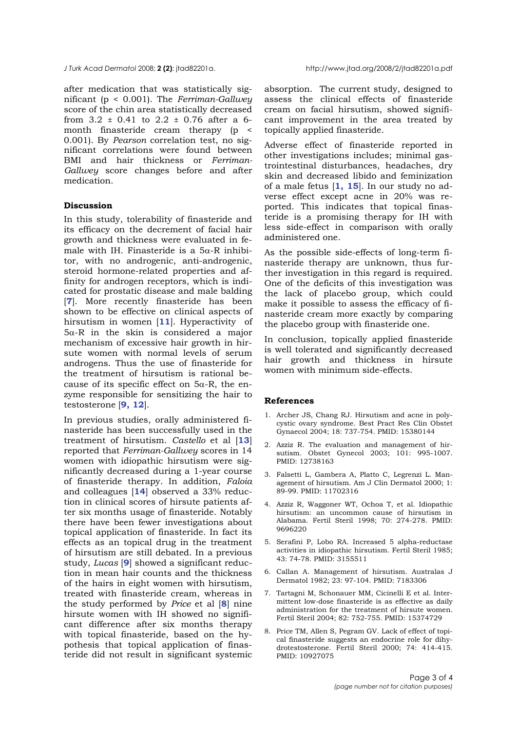after medication that was statistically significant ($p < 0.001$). The *Ferriman-Gallwey* score of the chin area statistically decreased from $3.2 \pm 0.41$ to $2.2 \pm 0.76$ after a 6-month finasteride cream therapy ($p < 0.001$). By *Pearson* correlation test, no significant correlations were found between BMI and hair thickness or *Ferriman-Gallwey* score changes before and after medication.

## Discussion

In this study, tolerability of finasteride and its efficacy on the decrement of facial hair growth and thickness were evaluated in female with IH. Finasteride is a 5α-R inhibitor, with no androgenic, anti-androgenic, steroid hormone-related properties and affinity for androgen receptors, which is indicated for prostatic disease and male balding [**7**]. More recently finasteride has been shown to be effective on clinical aspects of hirsutism in women [**11**]. Hyperactivity of 5α-R in the skin is considered a major mechanism of excessive hair growth in hirsute women with normal levels of serum androgens. Thus the use of finasteride for the treatment of hirsutism is rational because of its specific effect on 5α-R, the enzyme responsible for sensitizing the hair to testosterone [**9, 12**].

In previous studies, orally administered finasteride has been successfully used in the treatment of hirsutism. *Castello* et al [**13**] reported that *Ferriman-Gallwey* scores in 14 women with idiopathic hirsutism were significantly decreased during a 1-year course of finasteride therapy. In addition, *Faloia* and colleagues [**14**] observed a 33% reduction in clinical scores of hirsute patients after six months usage of finasteride. Notably there have been fewer investigations about topical application of finasteride. In fact its effects as an topical drug in the treatment of hirsutism are still debated. In a previous study, *Lucas* [**9**] showed a significant reduction in mean hair counts and the thickness of the hairs in eight women with hirsutism, treated with finasteride cream, whereas in the study performed by *Price* et al [**8**] nine hirsute women with IH showed no significant difference after six months therapy with topical finasteride, based on the hypothesis that topical application of finasteride did not result in significant systemic absorption. The current study, designed to assess the clinical effects of finasteride cream on facial hirsutism, showed significant improvement in the area treated by topically applied finasteride.

Adverse effect of finasteride reported in other investigations includes; minimal gastrointestinal disturbances, headaches, dry skin and decreased libido and feminization of a male fetus [**1, 15**]. In our study no adverse effect except acne in 20% was reported. This indicates that topical finasteride is a promising therapy for IH with less side-effect in comparison with orally administered one.

As the possible side-effects of long-term finasteride therapy are unknown, thus further investigation in this regard is required. One of the deficits of this investigation was the lack of placebo group, which could make it possible to assess the efficacy of finasteride cream more exactly by comparing the placebo group with finasteride one.

In conclusion, topically applied finasteride is well tolerated and significantly decreased hair growth and thickness in hirsute women with minimum side-effects.

## References

1. Archer JS, Chang RJ. Hirsutism and acne in polycystic ovary syndrome. Best Pract Res Clin Obstet Gynaecol 2004; 18: 737-754. PMID: 15380144
2. Azziz R. The evaluation and management of hirsutism. Obstet Gynecol 2003; 101: 995-1007. PMID: 12738163
3. Falsetti L, Gambera A, Platto C, Legrenzi L. Management of hirsutism. Am J Clin Dermatol 2000; 1: 89-99. PMID: 11702316
4. Azziz R, Waggoner WT, Ochoa T, et al. Idiopathic hirsutism: an uncommon cause of hirsutism in Alabama. Fertil Steril 1998; 70: 274-278. PMID: 9696220
5. Serafini P, Lobo RA. Increased 5 alpha-reductase activities in idiopathic hirsutism. Fertil Steril 1985; 43: 74-78. PMID: 3155511
6. Callan A. Management of hirsutism. Australas J Dermatol 1982; 23: 97-104. PMID: 7183306
7. Tartagni M, Schonauer MM, Cicinelli E et al. Intermittent low-dose finasteride is as effective as daily administration for the treatment of hirsute women. Fertil Steril 2004; 82: 752-755. PMID: 15374729
8. Price TM, Allen S, Pegram GV. Lack of effect of topical finasteride suggests an endocrine role for dihydrotestosterone. Fertil Steril 2000; 74: 414-415. PMID: 10927075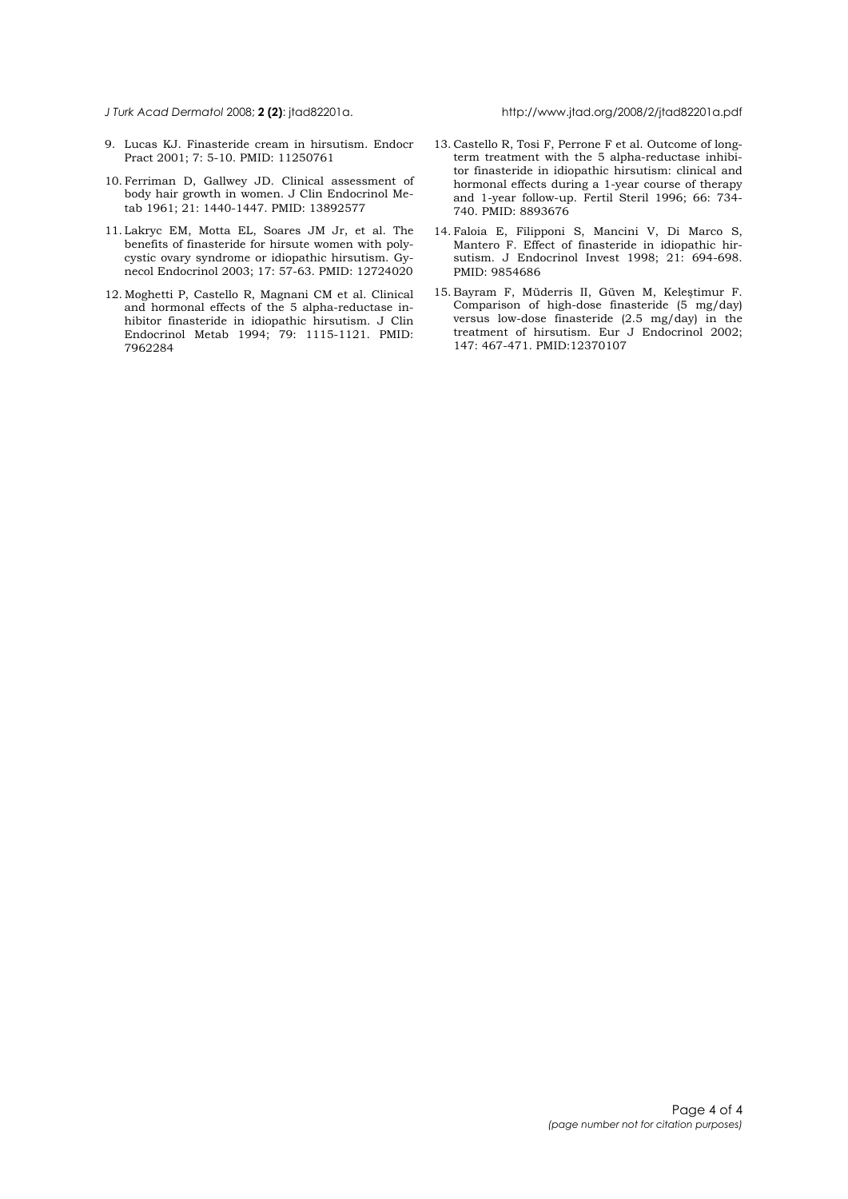9. Lucas KJ. Finasteride cream in hirsutism. Endocr Pract 2001; 7: 5-10. PMID: 11250761

10. Ferriman D, Gallwey JD. Clinical assessment of body hair growth in women. J Clin Endocrinol Metab 1961; 21: 1440-1447. PMID: 13892577

11. Lakryc EM, Motta EL, Soares JM Jr, et al. The benefits of finasteride for hirsute women with polycystic ovary syndrome or idiopathic hirsutism. Gynecol Endocrinol 2003; 17: 57-63. PMID: 12724020

12. Moghetti P, Castello R, Magnani CM et al. Clinical and hormonal effects of the 5 alpha-reductase inhibitor finasteride in idiopathic hirsutism. J Clin Endocrinol Metab 1994; 79: 1115-1121. PMID: 7962284

13. Castello R, Tosi F, Perrone F et al. Outcome of long-term treatment with the 5 alpha-reductase inhibitor finasteride in idiopathic hirsutism: clinical and hormonal effects during a 1-year course of therapy and 1-year follow-up. Fertil Steril 1996; 66: 734-740. PMID: 8893676

14. Faloia E, Filipponi S, Mancini V, Di Marco S, Mantero F. Effect of finasteride in idiopathic hirsutism. J Endocrinol Invest 1998; 21: 694-698. PMID: 9854686

15. Bayram F, Müderris II, Güven M, Keleştimur F. Comparison of high-dose finasteride (5 mg/day) versus low-dose finasteride (2.5 mg/day) in the treatment of hirsutism. Eur J Endocrinol 2002; 147: 467-471. PMID:12370107